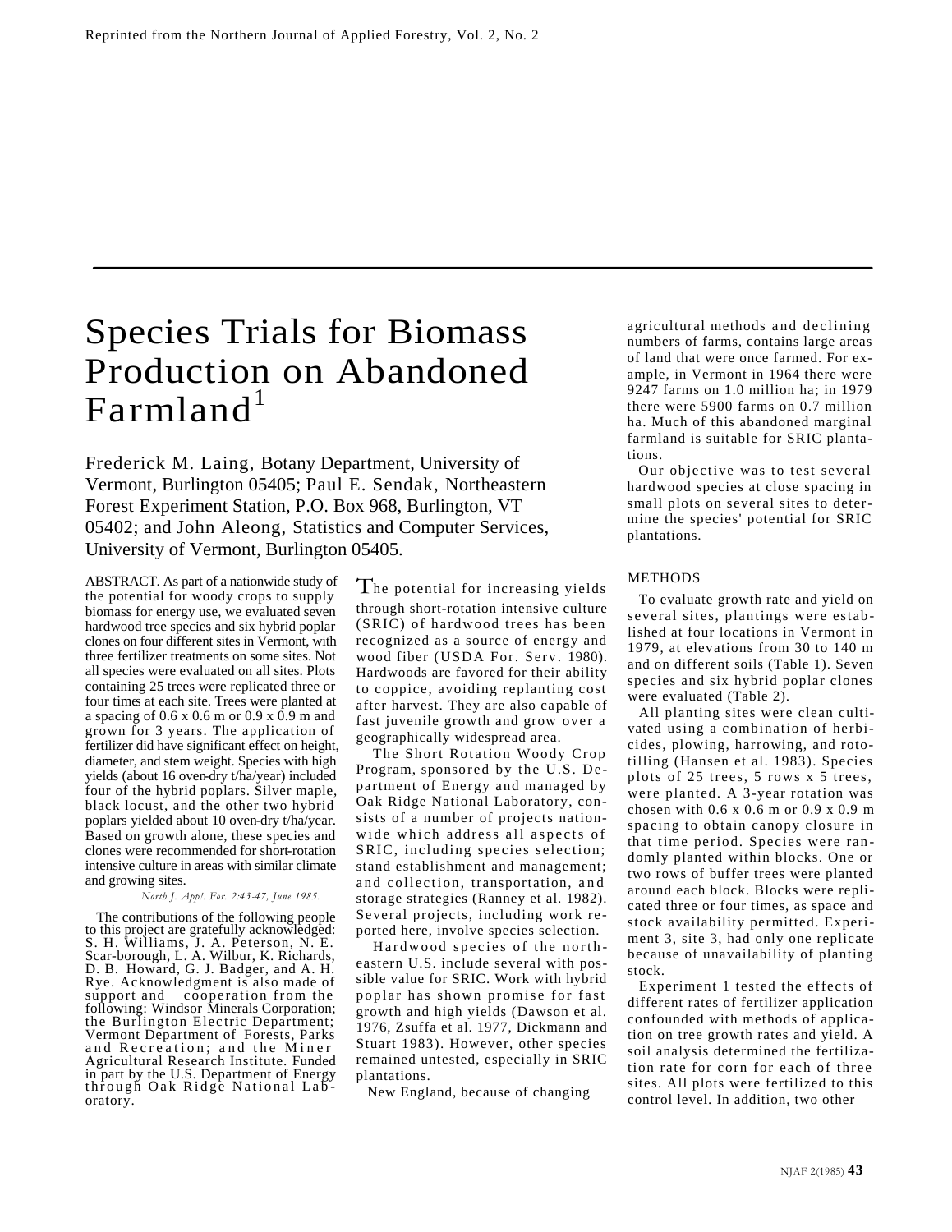Reprinted from the Northern Journal of Applied Forestry, Vol. 2, No. 2

# Species Trials for Biomass Production on Abandoned Farmland[1]

Frederick M. Laing, Botany Department, University of Vermont, Burlington 05405; Paul E. Sendak, Northeastern Forest Experiment Station, P.O. Box 968, Burlington, VT 05402; and John Aleong, Statistics and Computer Services, University of Vermont, Burlington 05405.

ABSTRACT. As part of a nationwide study of the potential for woody crops to supply biomass for energy use, we evaluated seven hardwood tree species and six hybrid poplar clones on four different sites in Vermont, with three fertilizer treatments on some sites. Not all species were evaluated on all sites. Plots containing 25 trees were replicated three or four times at each site. Trees were planted at a spacing of 0.6 x 0.6 m or 0.9 x 0.9 m and grown for 3 years. The application of fertilizer did have significant effect on height, diameter, and stem weight. Species with high yields (about 16 oven-dry t/ha/year) included four of the hybrid poplars. Silver maple, black locust, and the other two hybrid poplars yielded about 10 oven-dry t/ha/year. Based on growth alone, these species and clones were recommended for short-rotation intensive culture in areas with similar climate and growing sites.

*North J. Appl. For. 2:43-47, June 1985.*

The contributions of the following people to this project are gratefully acknowledged: S. H. Williams, J. A. Peterson, N. E. Scar-borough, L. A. Wilbur, K. Richards, D. B. Howard, G. J. Badger, and A. H. Rye. Acknowledgment is also made of support and cooperation from the following: Windsor Minerals Corporation; the Burlington Electric Department; Vermont Department of Forests, Parks and Recreation; and the Miner Agricultural Research Institute. Funded in part by the U.S. Department of Energy through Oak Ridge National Laboratory.

The potential for increasing yields through short-rotation intensive culture (SRIC) of hardwood trees has been recognized as a source of energy and wood fiber (USDA For. Serv. 1980). Hardwoods are favored for their ability to coppice, avoiding replanting cost after harvest. They are also capable of fast juvenile growth and grow over a geographically widespread area.

The Short Rotation Woody Crop Program, sponsored by the U.S. Department of Energy and managed by Oak Ridge National Laboratory, consists of a number of projects nationwide which address all aspects of SRIC, including species selection; stand establishment and management; and collection, transportation, and storage strategies (Ranney et al. 1982). Several projects, including work reported here, involve species selection.

Hardwood species of the northeastern U.S. include several with possible value for SRIC. Work with hybrid poplar has shown promise for fast growth and high yields (Dawson et al. 1976, Zsuffa et al. 1977, Dickmann and Stuart 1983). However, other species remained untested, especially in SRIC plantations.

New England, because of changing agricultural methods and declining numbers of farms, contains large areas of land that were once farmed. For example, in Vermont in 1964 there were 9247 farms on 1.0 million ha; in 1979 there were 5900 farms on 0.7 million ha. Much of this abandoned marginal farmland is suitable for SRIC plantations.

Our objective was to test several hardwood species at close spacing in small plots on several sites to determine the species' potential for SRIC plantations.

## METHODS

To evaluate growth rate and yield on several sites, plantings were established at four locations in Vermont in 1979, at elevations from 30 to 140 m and on different soils (Table 1). Seven species and six hybrid poplar clones were evaluated (Table 2).

All planting sites were clean cultivated using a combination of herbicides, plowing, harrowing, and rototilling (Hansen et al. 1983). Species plots of 25 trees, 5 rows x 5 trees, were planted. A 3-year rotation was chosen with 0.6 x 0.6 m or 0.9 x 0.9 m spacing to obtain canopy closure in that time period. Species were randomly planted within blocks. One or two rows of buffer trees were planted around each block. Blocks were replicated three or four times, as space and stock availability permitted. Experiment 3, site 3, had only one replicate because of unavailability of planting stock.

Experiment 1 tested the effects of different rates of fertilizer application confounded with methods of application on tree growth rates and yield. A soil analysis determined the fertilization rate for corn for each of three sites. All plots were fertilized to this control level. In addition, two other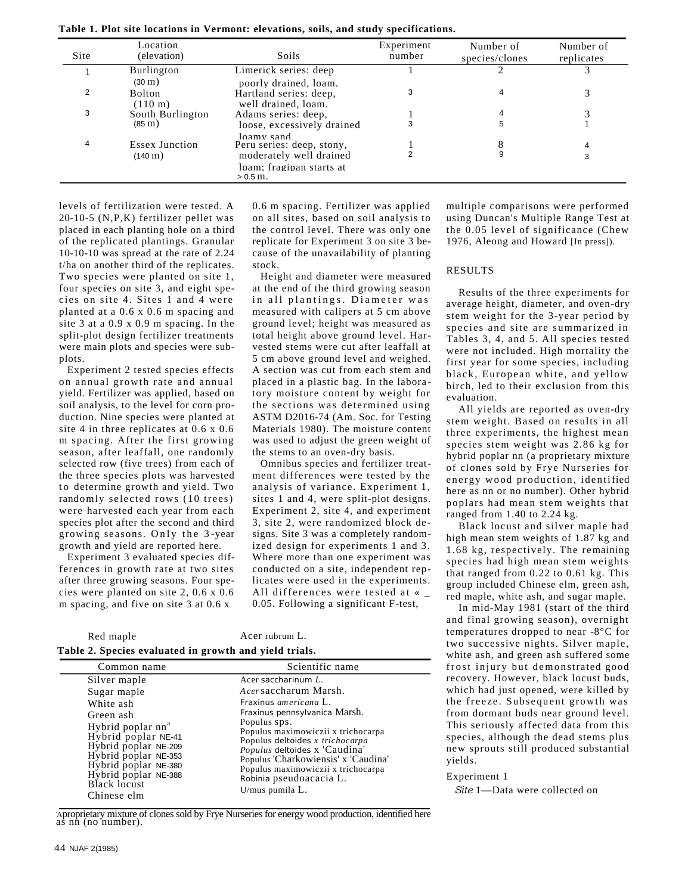**Table 1. Plot site locations in Vermont: elevations, soils, and study specifications.**

| Site | Location (elevation) | Soils | Experiment number | Number of species/clones | Number of replicates |
|---|---|---|---|---|---|
| 1 | Burlington (30 m) | Limerick series: deep poorly drained, loam. | 1 | 2 | 3 |
| 2 | Bolton (110 m) | Hartland series: deep, well drained, loam. | 3 | 4 | 3 |
| 3 | South Burlington (85 m) | Adams series: deep, loose, excessively drained loamy sand. | 1<br>3 | 4<br>5 | 3<br>1 |
| 4 | Essex Junction (140 m) | Peru series: deep, stony, moderately well drained loam; fragipan starts at > 0.5 m. | 1<br>2 | 8<br>9 | 4<br>3 |

levels of fertilization were tested. A 20-10-5 (N,P,K) fertilizer pellet was placed in each planting hole on a third of the replicated plantings. Granular 10-10-10 was spread at the rate of 2.24 t/ha on another third of the replicates. Two species were planted on site 1, four species on site 3, and eight species on site 4. Sites 1 and 4 were planted at a 0.6 x 0.6 m spacing and site 3 at a 0.9 x 0.9 m spacing. In the split-plot design fertilizer treatments were main plots and species were subplots.

Experiment 2 tested species effects on annual growth rate and annual yield. Fertilizer was applied, based on soil analysis, to the level for corn production. Nine species were planted at site 4 in three replicates at 0.6 x 0.6 m spacing. After the first growing season, after leaffall, one randomly selected row (five trees) from each of the three species plots was harvested to determine growth and yield. Two randomly selected rows (10 trees) were harvested each year from each species plot after the second and third growing seasons. Only the 3-year growth and yield are reported here.

Experiment 3 evaluated species differences in growth rate at two sites after three growing seasons. Four species were planted on site 2, 0.6 x 0.6 m spacing, and five on site 3 at 0.6 x 0.6 m spacing. Fertilizer was applied on all sites, based on soil analysis to the control level. There was only one replicate for Experiment 3 on site 3 because of the unavailability of planting stock.

Height and diameter were measured at the end of the third growing season in all plantings. Diameter was measured with calipers at 5 cm above ground level; height was measured as total height above ground level. Harvested stems were cut after leaffall at 5 cm above ground level and weighed. A section was cut from each stem and placed in a plastic bag. In the laboratory moisture content by weight for the sections was determined using ASTM D2016-74 (Am. Soc. for Testing Materials 1980). The moisture content was used to adjust the green weight of the stems to an oven-dry basis.

Omnibus species and fertilizer treatment differences were tested by the analysis of variance. Experiment 1, sites 1 and 4, were split-plot designs. Experiment 2, site 4, and experiment 3, site 2, were randomized block designs. Site 3 was a completely randomized design for experiments 1 and 3. Where more than one experiment was conducted on a site, independent replicates were used in the experiments. All differences were tested at $\alpha = 0.05$. Following a significant F-test, multiple comparisons were performed using Duncan's Multiple Range Test at the 0.05 level of significance (Chew 1976, Aleong and Howard [In press]).

**Table 2. Species evaluated in growth and yield trials.**

| Common name | Scientific name |
|---|---|
| Red maple | *Acer rubrum* L. |
| Silver maple | *Acer saccharinum* L. |
| Sugar maple | *Acer saccharum* Marsh. |
| White ash | *Fraxinus americana* L. |
| Green ash | *Fraxinus pennsylvanica* Marsh. |
| Hybrid poplar nn[a] | *Populus* sps. |
| Hybrid poplar NE-41 | *Populus maximowiczii* x *trichocarpa* |
| Hybrid poplar NE-209 | *Populus deltoides* x *trichocarpa* |
| Hybrid poplar NE-353 | *Populus deltoides* x 'Caudina' |
| Hybrid poplar NE-380 | *Populus* 'Charkowiensis' x 'Caudina' |
| Hybrid poplar NE-388 | *Populus maximowiczii* x *trichocarpa* |
| Black locust | *Robinia pseudoacacia* L. |
| Chinese elm | *Ulmus pumila* L. |

[a] A proprietary mixture of clones sold by Frye Nurseries for energy wood production, identified here as nn (no number).

## RESULTS

Results of the three experiments for average height, diameter, and oven-dry stem weight for the 3-year period by species and site are summarized in Tables 3, 4, and 5. All species tested were not included. High mortality the first year for some species, including black, European white, and yellow birch, led to their exclusion from this evaluation.

All yields are reported as oven-dry stem weight. Based on results in all three experiments, the highest mean species stem weight was 2.86 kg for hybrid poplar nn (a proprietary mixture of clones sold by Frye Nurseries for energy wood production, identified here as nn or no number). Other hybrid poplars had mean stem weights that ranged from 1.40 to 2.24 kg.

Black locust and silver maple had high mean stem weights of 1.87 kg and 1.68 kg, respectively. The remaining species had high mean stem weights that ranged from 0.22 to 0.61 kg. This group included Chinese elm, green ash, red maple, white ash, and sugar maple.

In mid-May 1981 (start of the third and final growing season), overnight temperatures dropped to near -8°C for two successive nights. Silver maple, white ash, and green ash suffered some frost injury but demonstrated good recovery. However, black locust buds, which had just opened, were killed by the freeze. Subsequent growth was from dormant buds near ground level. This seriously affected data from this species, although the dead stems plus new sprouts still produced substantial yields.

### Experiment 1

*Site 1*—Data were collected on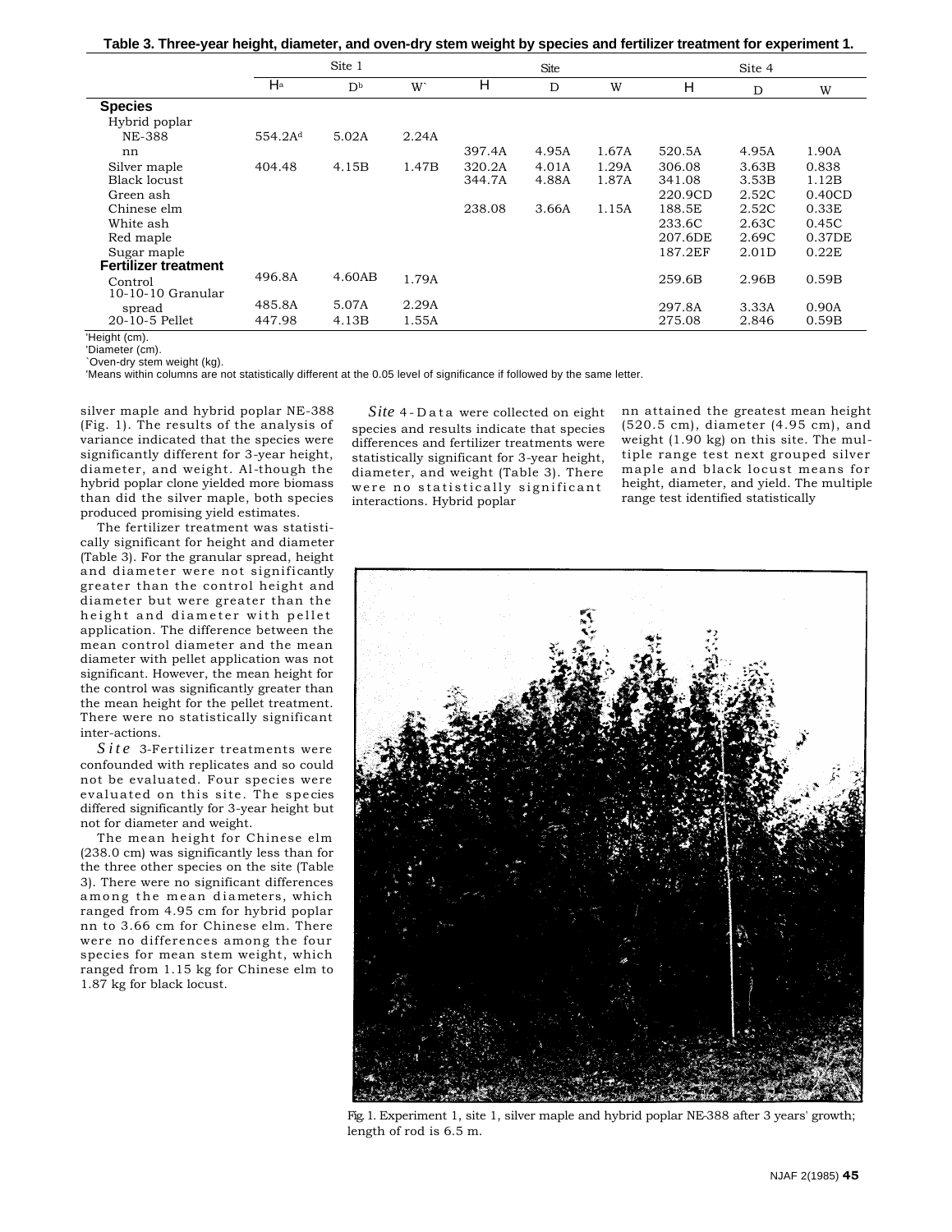**Table 3. Three-year height, diameter, and oven-dry stem weight by species and fertilizer treatment for experiment 1.**

| | Site 1 | | | Site | | | Site 4 | | |
|---|---|---|---|---|---|---|---|---|---|
| | H[a] | D[b] | W[c] | H | D | W | H | D | W |
| **Species** | | | | | | | | | |
| Hybrid poplar | | | | | | | | | |
| NE-388 | 554.2A[d] | 5.02A | 2.24A | | | | | | |
| nn | | | | 397.4A | 4.95A | 1.67A | 520.5A | 4.95A | 1.90A |
| Silver maple | 404.48 | 4.15B | 1.47B | 320.2A | 4.01A | 1.29A | 306.08 | 3.63B | 0.838 |
| Black locust | | | | 344.7A | 4.88A | 1.87A | 341.08 | 3.53B | 1.12B |
| Green ash | | | | | | | 220.9CD | 2.52C | 0.40CD |
| Chinese elm | | | | 238.08 | 3.66A | 1.15A | 188.5E | 2.52C | 0.33E |
| White ash | | | | | | | 233.6C | 2.63C | 0.45C |
| Red maple | | | | | | | 207.6DE | 2.69C | 0.37DE |
| Sugar maple | | | | | | | 187.2EF | 2.01D | 0.22E |
| **Fertilizer treatment** | | | | | | | | | |
| Control | 496.8A | 4.60AB | 1.79A | | | | 259.6B | 2.96B | 0.59B |
| 10-10-10 Granular spread | 485.8A | 5.07A | 2.29A | | | | 297.8A | 3.33A | 0.90A |
| 20-10-5 Pellet | 447.98 | 4.13B | 1.55A | | | | 275.08 | 2.846 | 0.59B |

[a]Height (cm).
[b]Diameter (cm).
[c]Oven-dry stem weight (kg).
[d]Means within columns are not statistically different at the 0.05 level of significance if followed by the same letter.

silver maple and hybrid poplar NE-388 (Fig. 1). The results of the analysis of variance indicated that the species were significantly different for 3-year height, diameter, and weight. Al-though the hybrid poplar clone yielded more biomass than did the silver maple, both species produced promising yield estimates.

The fertilizer treatment was statistically significant for height and diameter (Table 3). For the granular spread, height and diameter were not significantly greater than the control height and diameter but were greater than the height and diameter with pellet application. The difference between the mean control diameter and the mean diameter with pellet application was not significant. However, the mean height for the control was significantly greater than the mean height for the pellet treatment. There were no statistically significant inter-actions.

*Site* 3-Fertilizer treatments were confounded with replicates and so could not be evaluated. Four species were evaluated on this site. The species differed significantly for 3-year height but not for diameter and weight.

The mean height for Chinese elm (238.0 cm) was significantly less than for the three other species on the site (Table 3). There were no significant differences among the mean diameters, which ranged from 4.95 cm for hybrid poplar nn to 3.66 cm for Chinese elm. There were no differences among the four species for mean stem weight, which ranged from 1.15 kg for Chinese elm to 1.87 kg for black locust.

*Site* 4-Data were collected on eight species and results indicate that species differences and fertilizer treatments were statistically significant for 3-year height, diameter, and weight (Table 3). There were no statistically significant interactions. Hybrid poplar nn attained the greatest mean height (520.5 cm), diameter (4.95 cm), and weight (1.90 kg) on this site. The multiple range test next grouped silver maple and black locust means for height, diameter, and yield. The multiple range test identified statistically

Fig. 1. Experiment 1, site 1, silver maple and hybrid poplar NE-388 after 3 years' growth; length of rod is 6.5 m.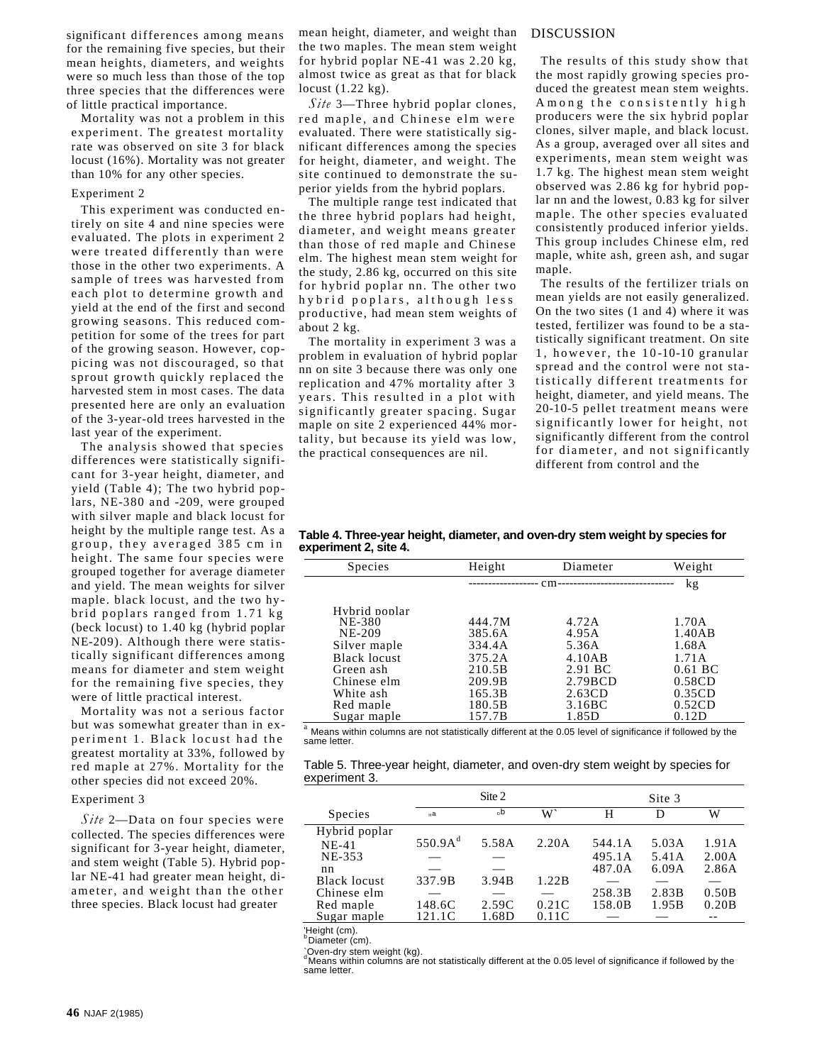significant differences among means for the remaining five species, but their mean heights, diameters, and weights were so much less than those of the top three species that the differences were of little practical importance.

Mortality was not a problem in this experiment. The greatest mortality rate was observed on site 3 for black locust (16%). Mortality was not greater than 10% for any other species.

### Experiment 2

This experiment was conducted entirely on site 4 and nine species were evaluated. The plots in experiment 2 were treated differently than were those in the other two experiments. A sample of trees was harvested from each plot to determine growth and yield at the end of the first and second growing seasons. This reduced competition for some of the trees for part of the growing season. However, coppicing was not discouraged, so that sprout growth quickly replaced the harvested stem in most cases. The data presented here are only an evaluation of the 3-year-old trees harvested in the last year of the experiment.

The analysis showed that species differences were statistically significant for 3-year height, diameter, and yield (Table 4); The two hybrid poplars, NE-380 and -209, were grouped with silver maple and black locust for height by the multiple range test. As a group, they averaged 385 cm in height. The same four species were grouped together for average diameter and yield. The mean weights for silver maple. black locust, and the two hybrid poplars ranged from 1.71 kg (beck locust) to 1.40 kg (hybrid poplar NE-209). Although there were statistically significant differences among means for diameter and stem weight for the remaining five species, they were of little practical interest.

Mortality was not a serious factor but was somewhat greater than in experiment 1. Black locust had the greatest mortality at 33%, followed by red maple at 27%. Mortality for the other species did not exceed 20%.

### Experiment 3

*Site* 2—Data on four species were collected. The species differences were significant for 3-year height, diameter, and stem weight (Table 5). Hybrid poplar NE-41 had greater mean height, diameter, and weight than the other three species. Black locust had greater mean height, diameter, and weight than the two maples. The mean stem weight for hybrid poplar NE-41 was 2.20 kg, almost twice as great as that for black locust (1.22 kg).

*Site* 3—Three hybrid poplar clones, red maple, and Chinese elm were evaluated. There were statistically significant differences among the species for height, diameter, and weight. The site continued to demonstrate the superior yields from the hybrid poplars.

The multiple range test indicated that the three hybrid poplars had height, diameter, and weight means greater than those of red maple and Chinese elm. The highest mean stem weight for the study, 2.86 kg, occurred on this site for hybrid poplar nn. The other two hybrid poplars, although less productive, had mean stem weights of about 2 kg.

The mortality in experiment 3 was a problem in evaluation of hybrid poplar nn on site 3 because there was only one replication and 47% mortality after 3 years. This resulted in a plot with significantly greater spacing. Sugar maple on site 2 experienced 44% mortality, but because its yield was low, the practical consequences are nil.

## DISCUSSION

The results of this study show that the most rapidly growing species produced the greatest mean stem weights. Among the consistently high producers were the six hybrid poplar clones, silver maple, and black locust. As a group, averaged over all sites and experiments, mean stem weight was 1.7 kg. The highest mean stem weight observed was 2.86 kg for hybrid poplar nn and the lowest, 0.83 kg for silver maple. The other species evaluated consistently produced inferior yields. This group includes Chinese elm, red maple, white ash, green ash, and sugar maple.

The results of the fertilizer trials on mean yields are not easily generalized. On the two sites (1 and 4) where it was tested, fertilizer was found to be a statistically significant treatment. On site 1, however, the 10-10-10 granular spread and the control were not statistically different treatments for height, diameter, and yield means. The 20-10-5 pellet treatment means were significantly lower for height, not significantly different from the control for diameter, and not significantly different from control and the

**Table 4. Three-year height, diameter, and oven-dry stem weight by species for experiment 2, site 4.**

| Species | Height | Diameter | Weight |
|---|---|---|---|
| | ------------------ cm ------------------ | | kg |
| Hybrid poplar | | | |
| NE-380 | 444.7M | 4.72A | 1.70A |
| NE-209 | 385.6A | 4.95A | 1.40AB |
| Silver maple | 334.4A | 5.36A | 1.68A |
| Black locust | 375.2A | 4.10AB | 1.71A |
| Green ash | 210.5B | 2.91 BC | 0.61 BC |
| Chinese elm | 209.9B | 2.79BCD | 0.58CD |
| White ash | 165.3B | 2.63CD | 0.35CD |
| Red maple | 180.5B | 3.16BC | 0.52CD |
| Sugar maple | 157.7B | 1.85D | 0.12D |

[a] Means within columns are not statistically different at the 0.05 level of significance if followed by the same letter.

Table 5. Three-year height, diameter, and oven-dry stem weight by species for experiment 3.

| Species | Site 2 | | | Site 3 | | |
|---|---|---|---|---|---|---|
| | H[a] | D[b] | W[c] | H | D | W |
| Hybrid poplar | | | | | | |
| NE-41 | 550.9A[d] | 5.58A | 2.20A | 544.1A | 5.03A | 1.91A |
| NE-353 | — | — | | 495.1A | 5.41A | 2.00A |
| nn | — | — | | 487.0A | 6.09A | 2.86A |
| Black locust | 337.9B | 3.94B | 1.22B | — | — | — |
| Chinese elm | — | — | — | 258.3B | 2.83B | 0.50B |
| Red maple | 148.6C | 2.59C | 0.21C | 158.0B | 1.95B | 0.20B |
| Sugar maple | 121.1C | 1.68D | 0.11C | — | — | -- |

[a] Height (cm).
[b] Diameter (cm).
[c] Oven-dry stem weight (kg).
[d] Means within columns are not statistically different at the 0.05 level of significance if followed by the same letter.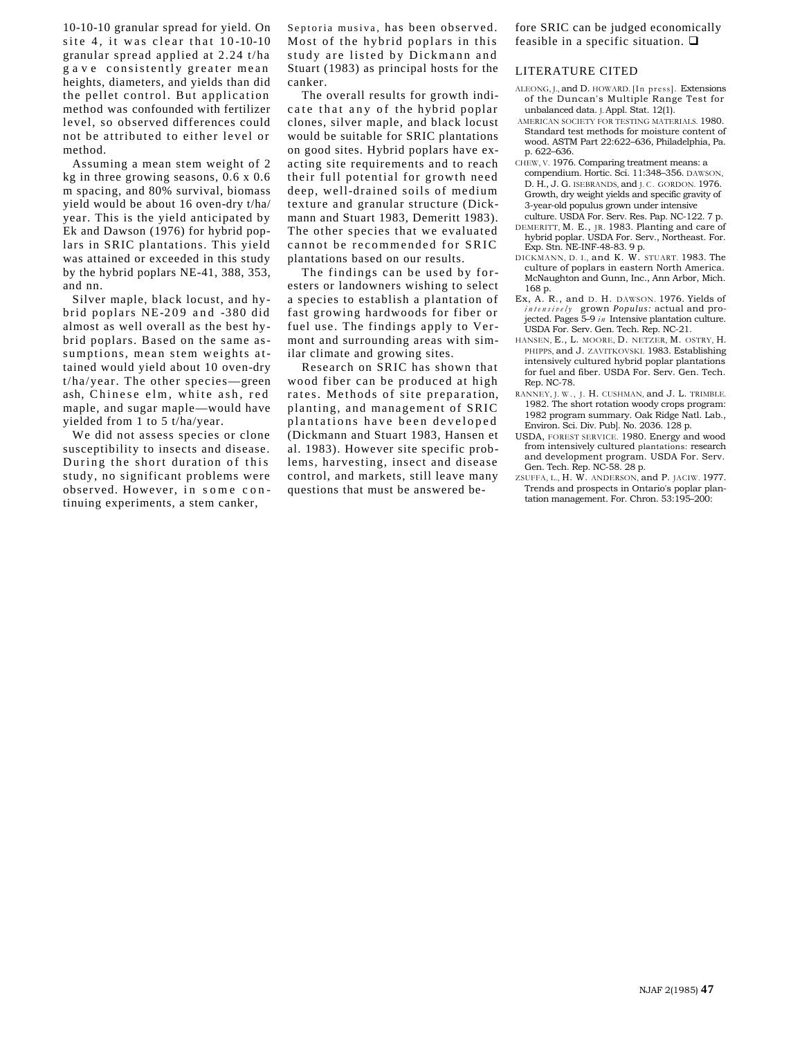10-10-10 granular spread for yield. On site 4, it was clear that 10-10-10 granular spread applied at 2.24 t/ha gave consistently greater mean heights, diameters, and yields than did the pellet control. But application method was confounded with fertilizer level, so observed differences could not be attributed to either level or method.

Assuming a mean stem weight of 2 kg in three growing seasons, 0.6 x 0.6 m spacing, and 80% survival, biomass yield would be about 16 oven-dry t/ha/year. This is the yield anticipated by Ek and Dawson (1976) for hybrid poplars in SRIC plantations. This yield was attained or exceeded in this study by the hybrid poplars NE-41, 388, 353, and nn.

Silver maple, black locust, and hybrid poplars NE-209 and -380 did almost as well overall as the best hybrid poplars. Based on the same assumptions, mean stem weights attained would yield about 10 oven-dry t/ha/year. The other species—green ash, Chinese elm, white ash, red maple, and sugar maple—would have yielded from 1 to 5 t/ha/year.

We did not assess species or clone susceptibility to insects and disease. During the short duration of this study, no significant problems were observed. However, in some continuing experiments, a stem canker, *Septoria musiva*, has been observed. Most of the hybrid poplars in this study are listed by Dickmann and Stuart (1983) as principal hosts for the canker.

The overall results for growth indicate that any of the hybrid poplar clones, silver maple, and black locust would be suitable for SRIC plantations on good sites. Hybrid poplars have exacting site requirements and to reach their full potential for growth need deep, well-drained soils of medium texture and granular structure (Dickmann and Stuart 1983, Demeritt 1983). The other species that we evaluated cannot be recommended for SRIC plantations based on our results.

The findings can be used by foresters or landowners wishing to select a species to establish a plantation of fast growing hardwoods for fiber or fuel use. The findings apply to Vermont and surrounding areas with similar climate and growing sites.

Research on SRIC has shown that wood fiber can be produced at high rates. Methods of site preparation, planting, and management of SRIC plantations have been developed (Dickmann and Stuart 1983, Hansen et al. 1983). However site specific problems, harvesting, insect and disease control, and markets, still leave many questions that must be answered before SRIC can be judged economically feasible in a specific situation. ❑

## LITERATURE CITED

ALEONG, J., and D. HOWARD. [In press]. Extensions of the Duncan's Multiple Range Test for unbalanced data. J. Appl. Stat. 12(1).

AMERICAN SOCIETY FOR TESTING MATERIALS. 1980. Standard test methods for moisture content of wood. ASTM Part 22:622–636, Philadelphia, Pa. p. 622–636.

CHEW, V. 1976. Comparing treatment means: a compendium. Hortic. Sci. 11:348–356.

DAWSON, D. H., J. G. ISEBRANDS, and J. C. GORDON. 1976. Growth, dry weight yields and specific gravity of 3-year-old populus grown under intensive culture. USDA For. Serv. Res. Pap. NC-122. 7 p.

DEMERITT, M. E., JR. 1983. Planting and care of hybrid poplar. USDA For. Serv., Northeast. For. Exp. Stn. NE-INF-48-83. 9 p.

DICKMANN, D. I., and K. W. STUART. 1983. The culture of poplars in eastern North America. McNaughton and Gunn, Inc., Ann Arbor, Mich. 168 p.

Ex, A. R., and D. H. DAWSON. 1976. Yields of *intensively* grown *Populus:* actual and projected. Pages 5–9 *in* Intensive plantation culture. USDA For. Serv. Gen. Tech. Rep. NC-21.

HANSEN, E., L. MOORE, D. NETZER, M. OSTRY, H. PHIPPS, and J. ZAVITKOVSKI. 1983. Establishing intensively cultured hybrid poplar plantations for fuel and fiber. USDA For. Serv. Gen. Tech. Rep. NC-78.

RANNEY, J. W., J. H. CUSHMAN, and J. L. TRIMBLE. 1982. The short rotation woody crops program: 1982 program summary. Oak Ridge Natl. Lab., Environ. Sci. Div. Pub]. No. 2036. 128 p.

USDA, FOREST SERVICE. 1980. Energy and wood from intensively cultured plantations: research and development program. USDA For. Serv. Gen. Tech. Rep. NC-58. 28 p.

ZSUFFA, L., H. W. ANDERSON, and P. JACIW. 1977. Trends and prospects in Ontario's poplar plantation management. For. Chron. 53:195–200: